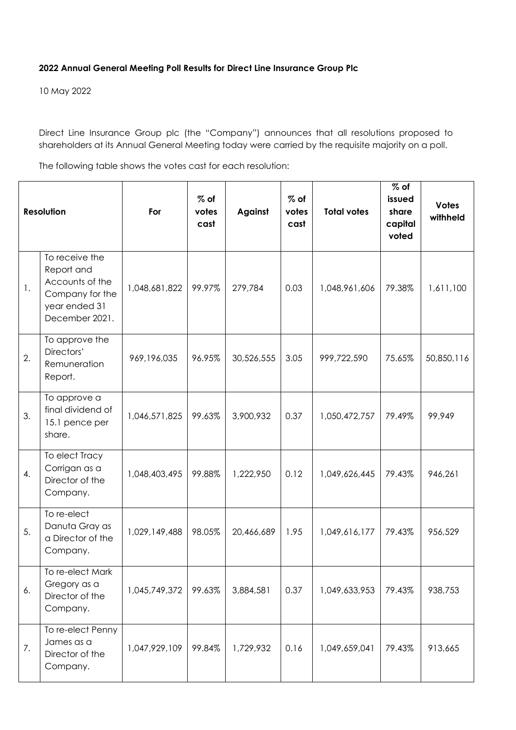**2022 Annual General Meeting Poll Results for Direct Line Insurance Group Plc**

10 May 2022

Direct Line Insurance Group plc (the "Company") announces that all resolutions proposed to shareholders at its Annual General Meeting today were carried by the requisite majority on a poll.

The following table shows the votes cast for each resolution:

| Resolution | | For | % of votes cast | Against | % of votes cast | Total votes | % of issued share capital voted | Votes withheld |
|---|---|---|---|---|---|---|---|---|
| 1. | To receive the Report and Accounts of the Company for the year ended 31 December 2021. | 1,048,681,822 | 99.97% | 279,784 | 0.03 | 1,048,961,606 | 79.38% | 1,611,100 |
| 2. | To approve the Directors' Remuneration Report. | 969,196,035 | 96.95% | 30,526,555 | 3.05 | 999,722,590 | 75.65% | 50,850,116 |
| 3. | To approve a final dividend of 15.1 pence per share. | 1,046,571,825 | 99.63% | 3,900,932 | 0.37 | 1,050,472,757 | 79.49% | 99,949 |
| 4. | To elect Tracy Corrigan as a Director of the Company. | 1,048,403,495 | 99.88% | 1,222,950 | 0.12 | 1,049,626,445 | 79.43% | 946,261 |
| 5. | To re-elect Danuta Gray as a Director of the Company. | 1,029,149,488 | 98.05% | 20,466,689 | 1.95 | 1,049,616,177 | 79.43% | 956,529 |
| 6. | To re-elect Mark Gregory as a Director of the Company. | 1,045,749,372 | 99.63% | 3,884,581 | 0.37 | 1,049,633,953 | 79.43% | 938,753 |
| 7. | To re-elect Penny James as a Director of the Company. | 1,047,929,109 | 99.84% | 1,729,932 | 0.16 | 1,049,659,041 | 79.43% | 913,665 |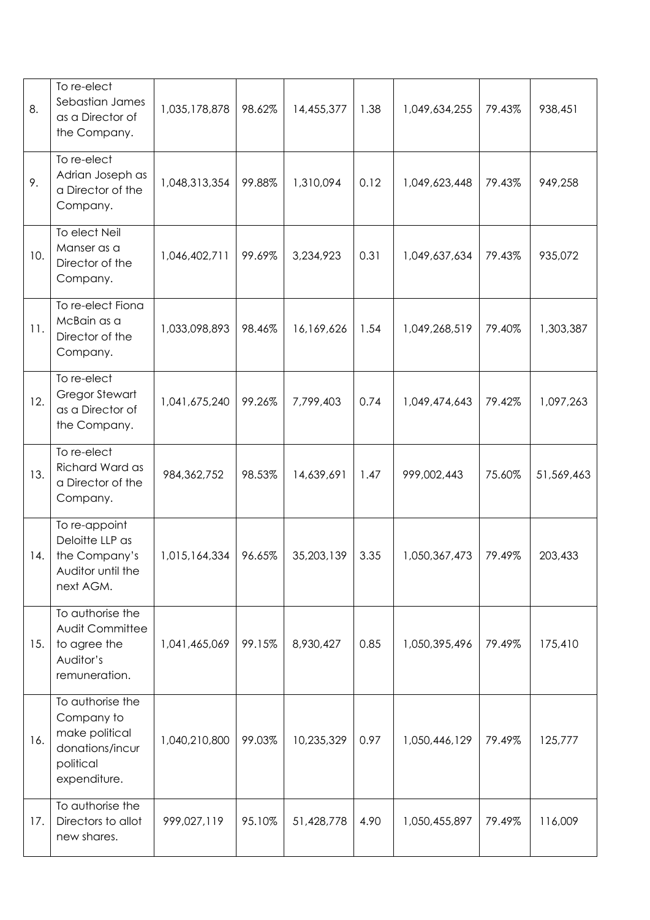| 8. | To re-elect Sebastian James as a Director of the Company. | 1,035,178,878 | 98.62% | 14,455,377 | 1.38 | 1,049,634,255 | 79.43% | 938,451 |
|---|---|---|---|---|---|---|---|---|
| 9. | To re-elect Adrian Joseph as a Director of the Company. | 1,048,313,354 | 99.88% | 1,310,094 | 0.12 | 1,049,623,448 | 79.43% | 949,258 |
| 10. | To elect Neil Manser as a Director of the Company. | 1,046,402,711 | 99.69% | 3,234,923 | 0.31 | 1,049,637,634 | 79.43% | 935,072 |
| 11. | To re-elect Fiona McBain as a Director of the Company. | 1,033,098,893 | 98.46% | 16,169,626 | 1.54 | 1,049,268,519 | 79.40% | 1,303,387 |
| 12. | To re-elect Gregor Stewart as a Director of the Company. | 1,041,675,240 | 99.26% | 7,799,403 | 0.74 | 1,049,474,643 | 79.42% | 1,097,263 |
| 13. | To re-elect Richard Ward as a Director of the Company. | 984,362,752 | 98.53% | 14,639,691 | 1.47 | 999,002,443 | 75.60% | 51,569,463 |
| 14. | To re-appoint Deloitte LLP as the Company's Auditor until the next AGM. | 1,015,164,334 | 96.65% | 35,203,139 | 3.35 | 1,050,367,473 | 79.49% | 203,433 |
| 15. | To authorise the Audit Committee to agree the Auditor's remuneration. | 1,041,465,069 | 99.15% | 8,930,427 | 0.85 | 1,050,395,496 | 79.49% | 175,410 |
| 16. | To authorise the Company to make political donations/incur political expenditure. | 1,040,210,800 | 99.03% | 10,235,329 | 0.97 | 1,050,446,129 | 79.49% | 125,777 |
| 17. | To authorise the Directors to allot new shares. | 999,027,119 | 95.10% | 51,428,778 | 4.90 | 1,050,455,897 | 79.49% | 116,009 |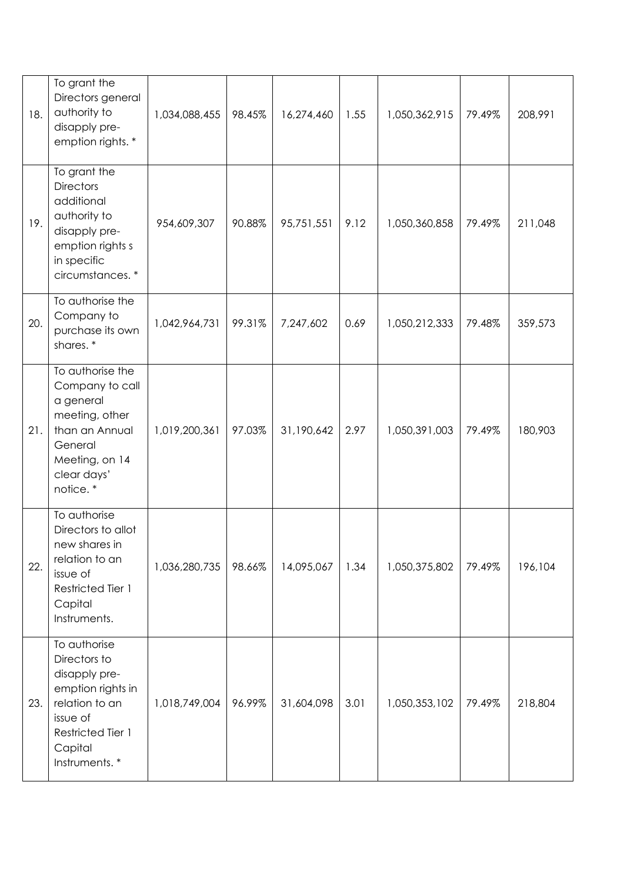| | | | | | | | | |
|---|---|---|---|---|---|---|---|---|
| 18. | To grant the Directors general authority to disapply pre-emption rights. * | 1,034,088,455 | 98.45% | 16,274,460 | 1.55 | 1,050,362,915 | 79.49% | 208,991 |
| 19. | To grant the Directors additional authority to disapply pre-emption rights s in specific circumstances. * | 954,609,307 | 90.88% | 95,751,551 | 9.12 | 1,050,360,858 | 79.49% | 211,048 |
| 20. | To authorise the Company to purchase its own shares. * | 1,042,964,731 | 99.31% | 7,247,602 | 0.69 | 1,050,212,333 | 79.48% | 359,573 |
| 21. | To authorise the Company to call a general meeting, other than an Annual General Meeting, on 14 clear days' notice. * | 1,019,200,361 | 97.03% | 31,190,642 | 2.97 | 1,050,391,003 | 79.49% | 180,903 |
| 22. | To authorise Directors to allot new shares in relation to an issue of Restricted Tier 1 Capital Instruments. | 1,036,280,735 | 98.66% | 14,095,067 | 1.34 | 1,050,375,802 | 79.49% | 196,104 |
| 23. | To authorise Directors to disapply pre-emption rights in relation to an issue of Restricted Tier 1 Capital Instruments. * | 1,018,749,004 | 96.99% | 31,604,098 | 3.01 | 1,050,353,102 | 79.49% | 218,804 |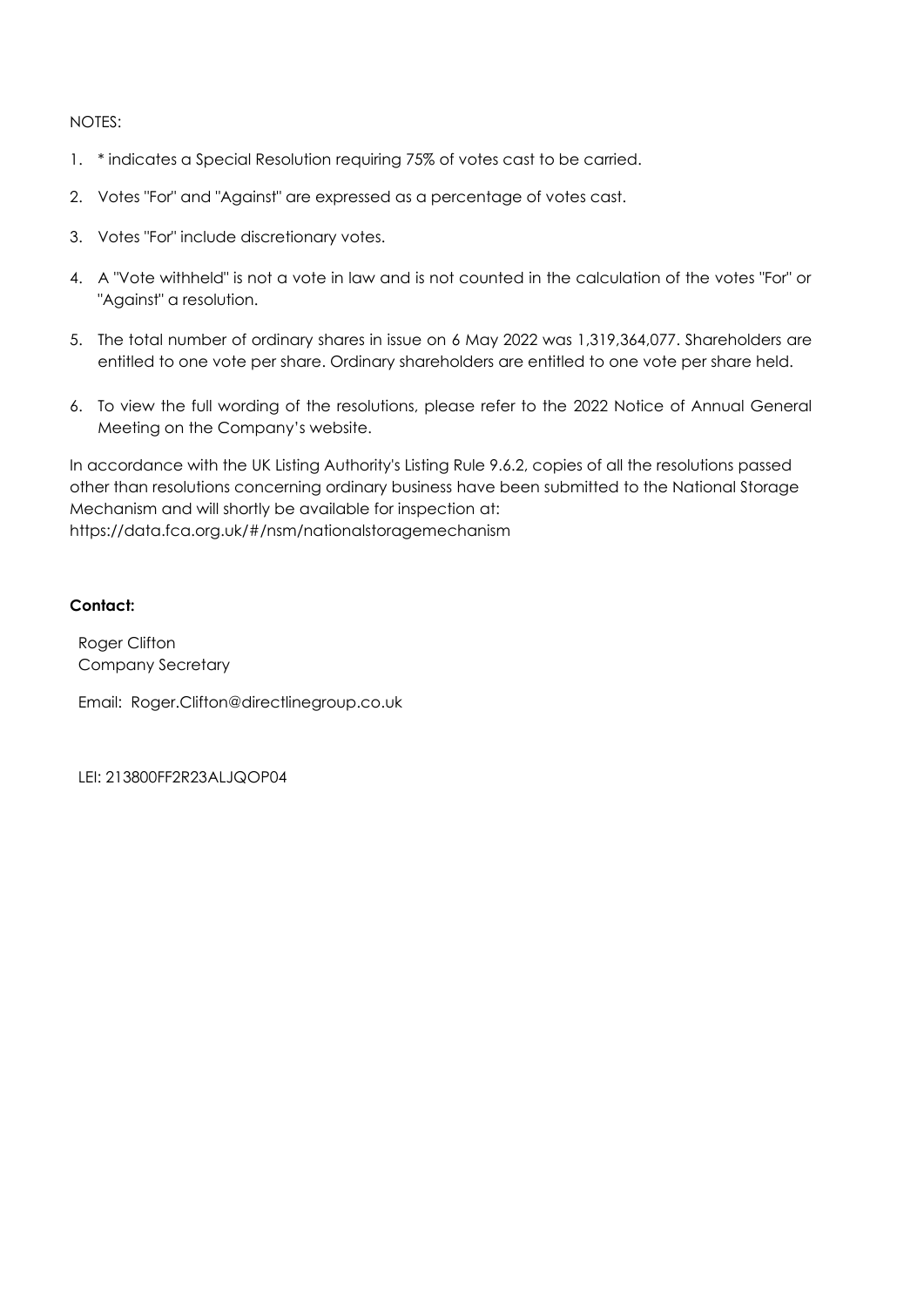NOTES:

1. * indicates a Special Resolution requiring 75% of votes cast to be carried.
2. Votes "For" and "Against" are expressed as a percentage of votes cast.
3. Votes "For" include discretionary votes.
4. A "Vote withheld" is not a vote in law and is not counted in the calculation of the votes "For" or "Against" a resolution.
5. The total number of ordinary shares in issue on 6 May 2022 was 1,319,364,077. Shareholders are entitled to one vote per share. Ordinary shareholders are entitled to one vote per share held.
6. To view the full wording of the resolutions, please refer to the 2022 Notice of Annual General Meeting on the Company's website.

In accordance with the UK Listing Authority's Listing Rule 9.6.2, copies of all the resolutions passed other than resolutions concerning ordinary business have been submitted to the National Storage Mechanism and will shortly be available for inspection at: https://data.fca.org.uk/#/nsm/nationalstoragemechanism

**Contact:**

Roger Clifton
Company Secretary

Email: Roger.Clifton@directlinegroup.co.uk

LEI: 213800FF2R23ALJQOP04